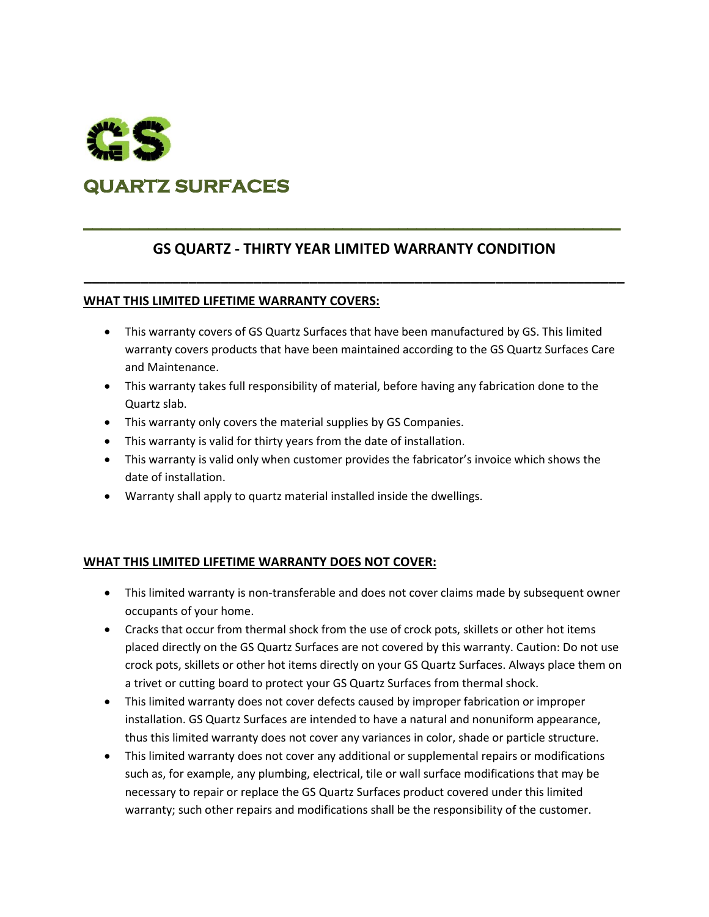# GS

# QUARTZ SURFACES

---

## GS QUARTZ - THIRTY YEAR LIMITED WARRANTY CONDITION

---

**WHAT THIS LIMITED LIFETIME WARRANTY COVERS:**

- This warranty covers of GS Quartz Surfaces that have been manufactured by GS. This limited warranty covers products that have been maintained according to the GS Quartz Surfaces Care and Maintenance.
- This warranty takes full responsibility of material, before having any fabrication done to the Quartz slab.
- This warranty only covers the material supplies by GS Companies.
- This warranty is valid for thirty years from the date of installation.
- This warranty is valid only when customer provides the fabricator's invoice which shows the date of installation.
- Warranty shall apply to quartz material installed inside the dwellings.

**WHAT THIS LIMITED LIFETIME WARRANTY DOES NOT COVER:**

- This limited warranty is non-transferable and does not cover claims made by subsequent owner occupants of your home.
- Cracks that occur from thermal shock from the use of crock pots, skillets or other hot items placed directly on the GS Quartz Surfaces are not covered by this warranty. Caution: Do not use crock pots, skillets or other hot items directly on your GS Quartz Surfaces. Always place them on a trivet or cutting board to protect your GS Quartz Surfaces from thermal shock.
- This limited warranty does not cover defects caused by improper fabrication or improper installation. GS Quartz Surfaces are intended to have a natural and nonuniform appearance, thus this limited warranty does not cover any variances in color, shade or particle structure.
- This limited warranty does not cover any additional or supplemental repairs or modifications such as, for example, any plumbing, electrical, tile or wall surface modifications that may be necessary to repair or replace the GS Quartz Surfaces product covered under this limited warranty; such other repairs and modifications shall be the responsibility of the customer.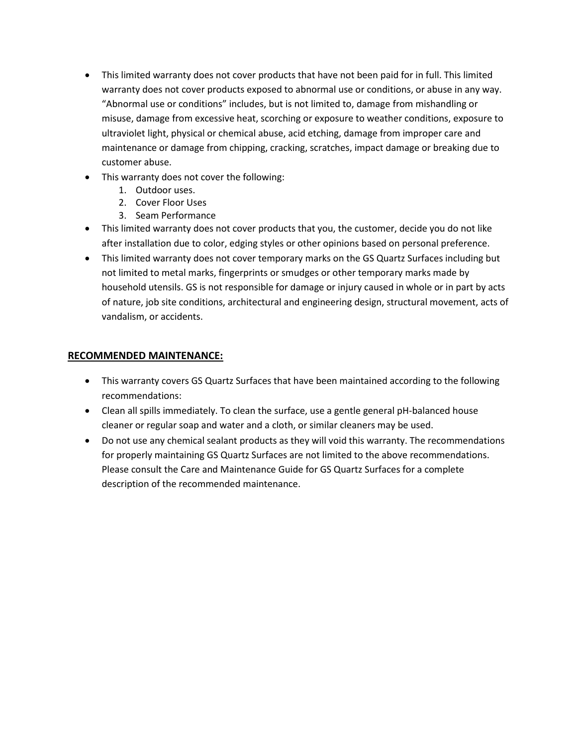- This limited warranty does not cover products that have not been paid for in full. This limited warranty does not cover products exposed to abnormal use or conditions, or abuse in any way. “Abnormal use or conditions” includes, but is not limited to, damage from mishandling or misuse, damage from excessive heat, scorching or exposure to weather conditions, exposure to ultraviolet light, physical or chemical abuse, acid etching, damage from improper care and maintenance or damage from chipping, cracking, scratches, impact damage or breaking due to customer abuse.
- This warranty does not cover the following:
    1. Outdoor uses.
    2. Cover Floor Uses
    3. Seam Performance
- This limited warranty does not cover products that you, the customer, decide you do not like after installation due to color, edging styles or other opinions based on personal preference.
- This limited warranty does not cover temporary marks on the GS Quartz Surfaces including but not limited to metal marks, fingerprints or smudges or other temporary marks made by household utensils. GS is not responsible for damage or injury caused in whole or in part by acts of nature, job site conditions, architectural and engineering design, structural movement, acts of vandalism, or accidents.

**<u>RECOMMENDED MAINTENANCE:</u>**

- This warranty covers GS Quartz Surfaces that have been maintained according to the following recommendations:
- Clean all spills immediately. To clean the surface, use a gentle general pH-balanced house cleaner or regular soap and water and a cloth, or similar cleaners may be used.
- Do not use any chemical sealant products as they will void this warranty. The recommendations for properly maintaining GS Quartz Surfaces are not limited to the above recommendations. Please consult the Care and Maintenance Guide for GS Quartz Surfaces for a complete description of the recommended maintenance.